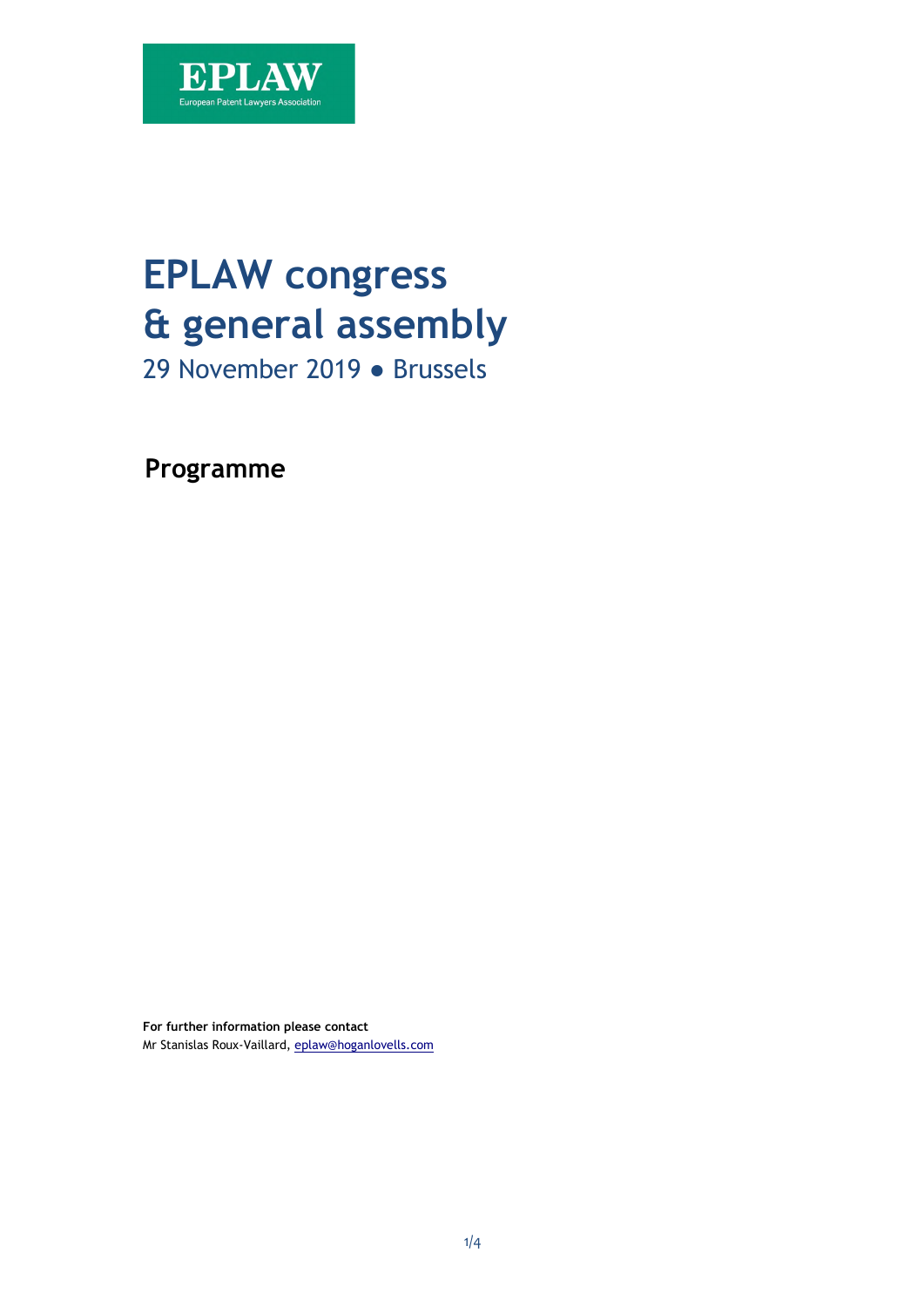EPLAW

European Patent Lawyers Association

# EPLAW congress & general assembly

29 November 2019 ● Brussels

## Programme

**For further information please contact**
Mr Stanislas Roux-Vaillard, eplaw@hoganlovells.com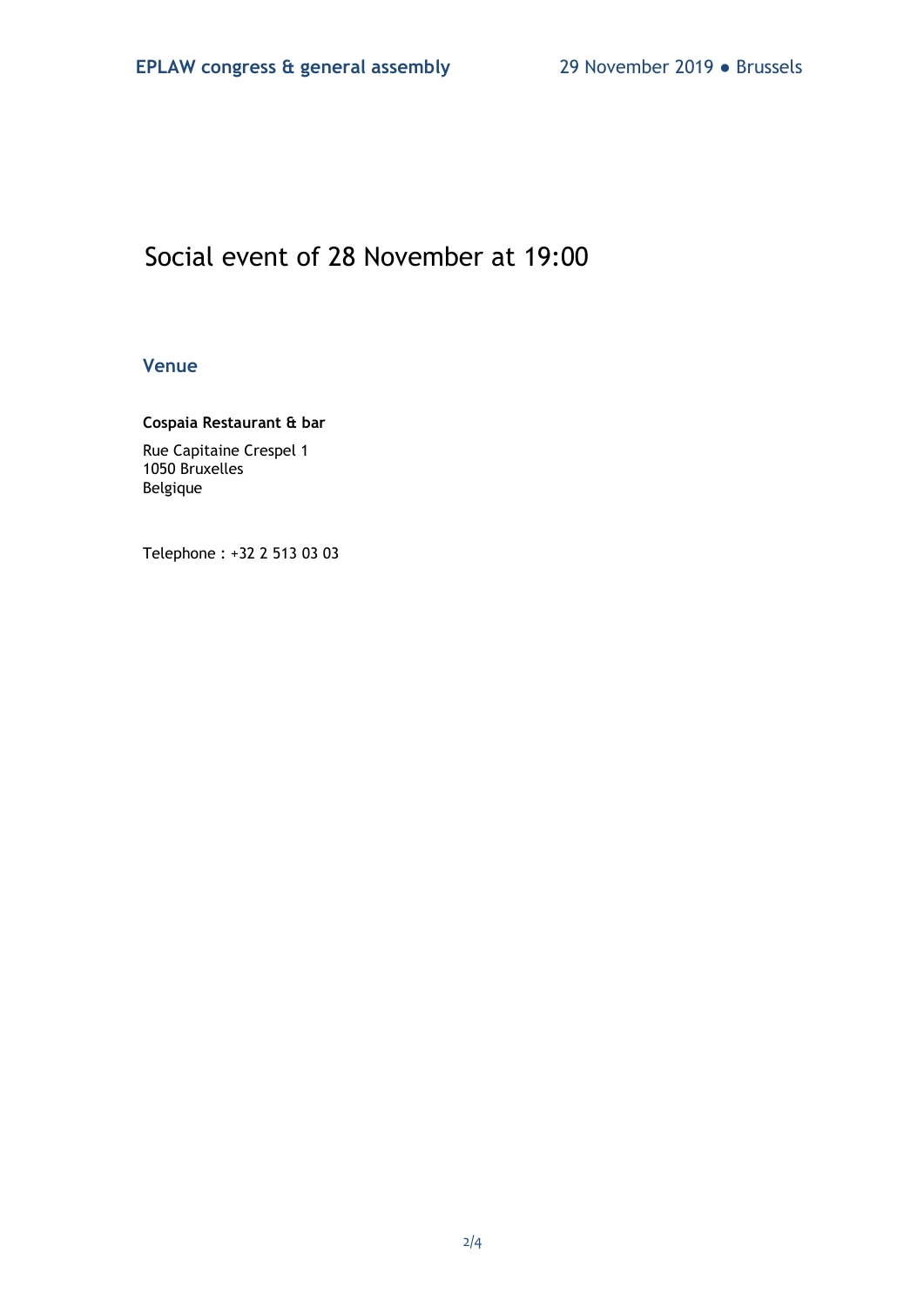# Social event of 28 November at 19:00

## Venue

**Cospaia Restaurant & bar**

Rue Capitaine Crespel 1
1050 Bruxelles
Belgique

Telephone : +32 2 513 03 03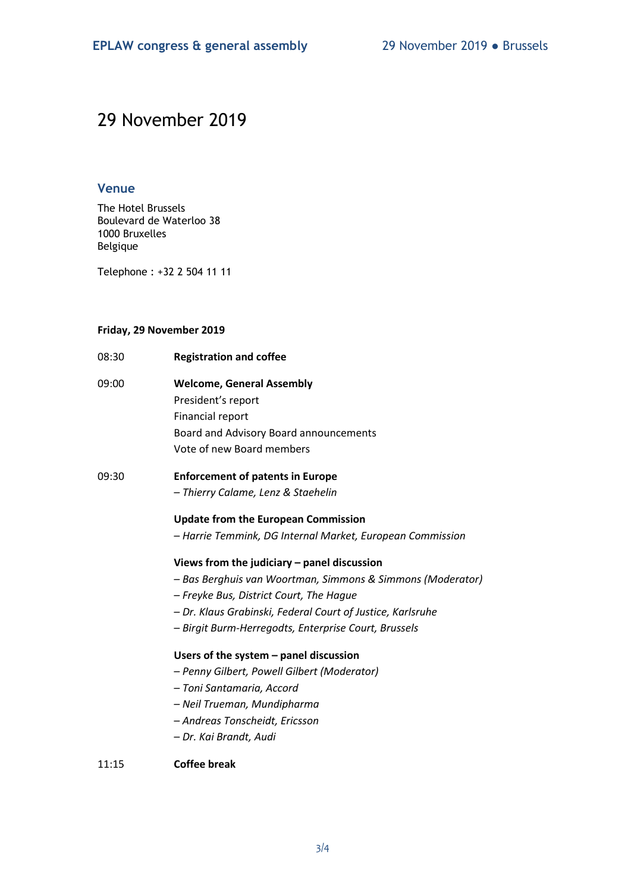# 29 November 2019

## Venue

The Hotel Brussels
Boulevard de Waterloo 38
1000 Bruxelles
Belgique

Telephone : +32 2 504 11 11

**Friday, 29 November 2019**

08:30 **Registration and coffee**

09:00 **Welcome, General Assembly**
President's report
Financial report
Board and Advisory Board announcements
Vote of new Board members

09:30 **Enforcement of patents in Europe**
*– Thierry Calame, Lenz & Staehelin*

**Update from the European Commission**
*– Harrie Temmink, DG Internal Market, European Commission*

**Views from the judiciary – panel discussion**
*– Bas Berghuis van Woortman, Simmons & Simmons (Moderator)*
*– Freyke Bus, District Court, The Hague*
*– Dr. Klaus Grabinski, Federal Court of Justice, Karlsruhe*
*– Birgit Burm-Herregodts, Enterprise Court, Brussels*

**Users of the system – panel discussion**
*– Penny Gilbert, Powell Gilbert (Moderator)*
*– Toni Santamaria, Accord*
*– Neil Trueman, Mundipharma*
*– Andreas Tonscheidt, Ericsson*
*– Dr. Kai Brandt, Audi*

11:15 **Coffee break**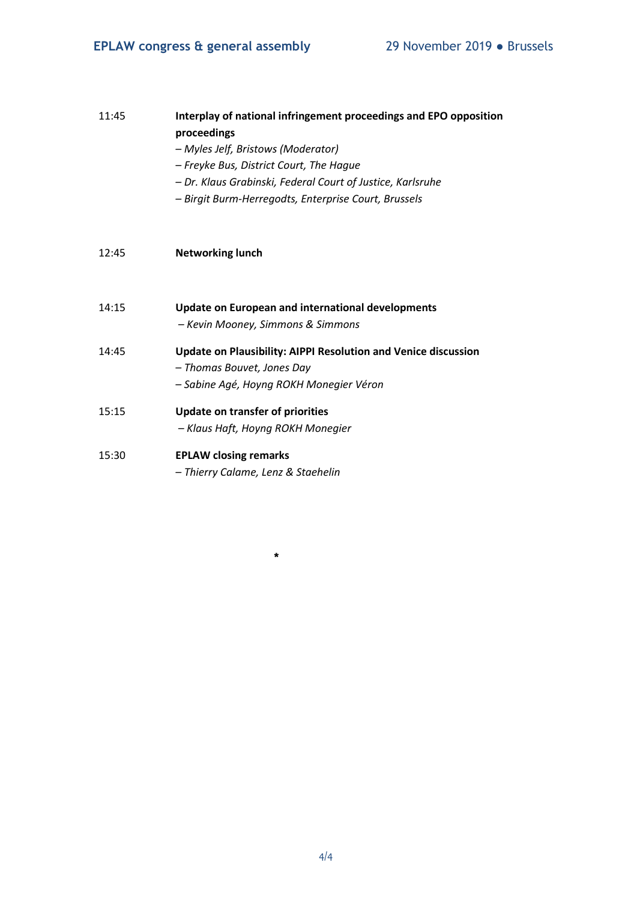| | | |
|---|---|---|
| 11:45 | **Interplay of national infringement proceedings and EPO opposition proceedings**<br>*– Myles Jelf, Bristows (Moderator)*<br>*– Freyke Bus, District Court, The Hague*<br>*– Dr. Klaus Grabinski, Federal Court of Justice, Karlsruhe*<br>*– Birgit Burm-Herregodts, Enterprise Court, Brussels* |
| 12:45 | **Networking lunch** |
| 14:15 | **Update on European and international developments**<br>*– Kevin Mooney, Simmons & Simmons* |
| 14:45 | **Update on Plausibility: AIPPI Resolution and Venice discussion**<br>*– Thomas Bouvet, Jones Day*<br>*– Sabine Agé, Hoyng ROKH Monegier Véron* |
| 15:15 | **Update on transfer of priorities**<br>*– Klaus Haft, Hoyng ROKH Monegier* |
| 15:30 | **EPLAW closing remarks**<br>*– Thierry Calame, Lenz & Staehelin* |

*